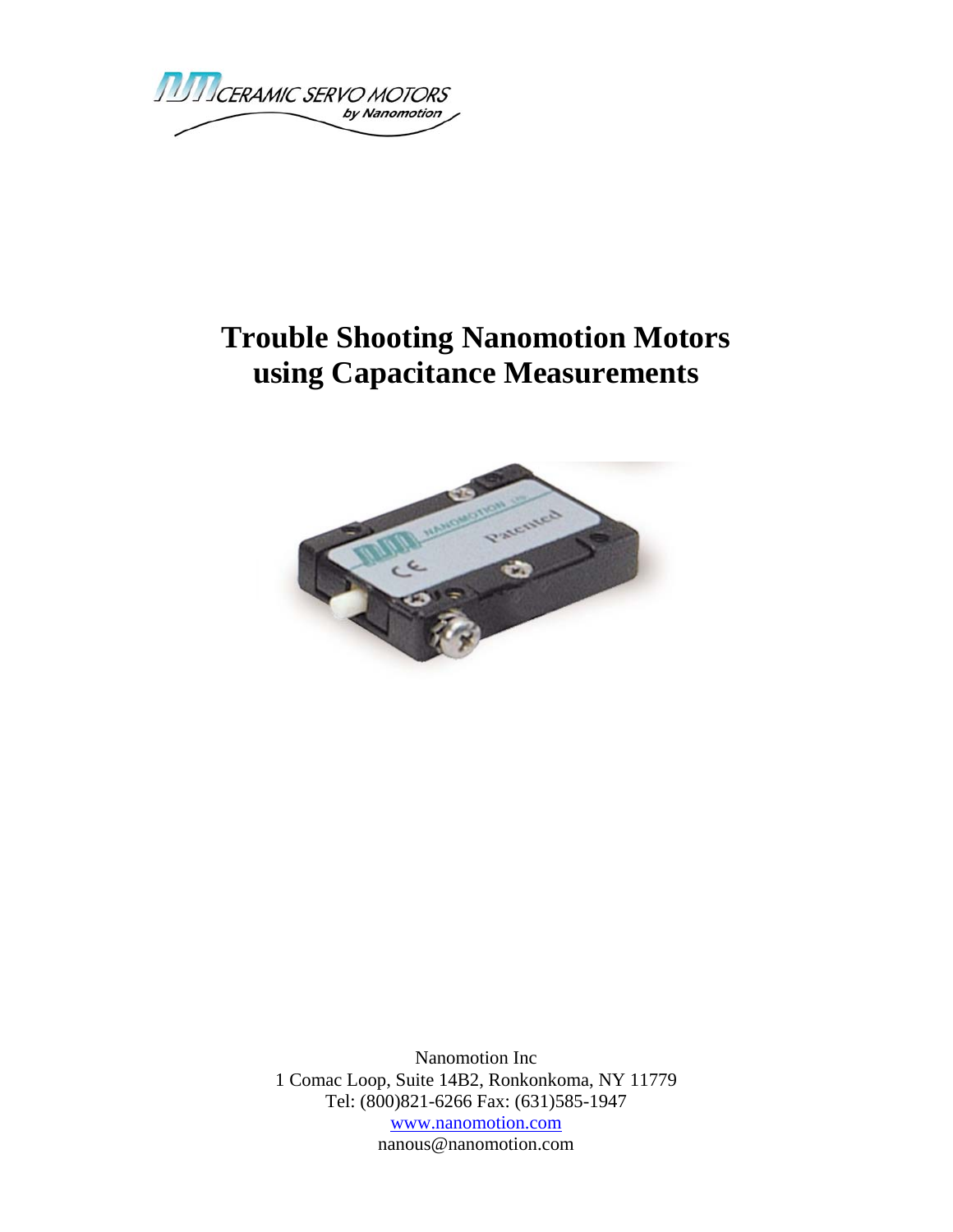# Trouble Shooting Nanomotion Motors using Capacitance Measurements

Nanomotion Inc
1 Comac Loop, Suite 14B2, Ronkonkoma, NY 11779
Tel: (800)821-6266 Fax: (631)585-1947
www.nanomotion.com
nanous@nanomotion.com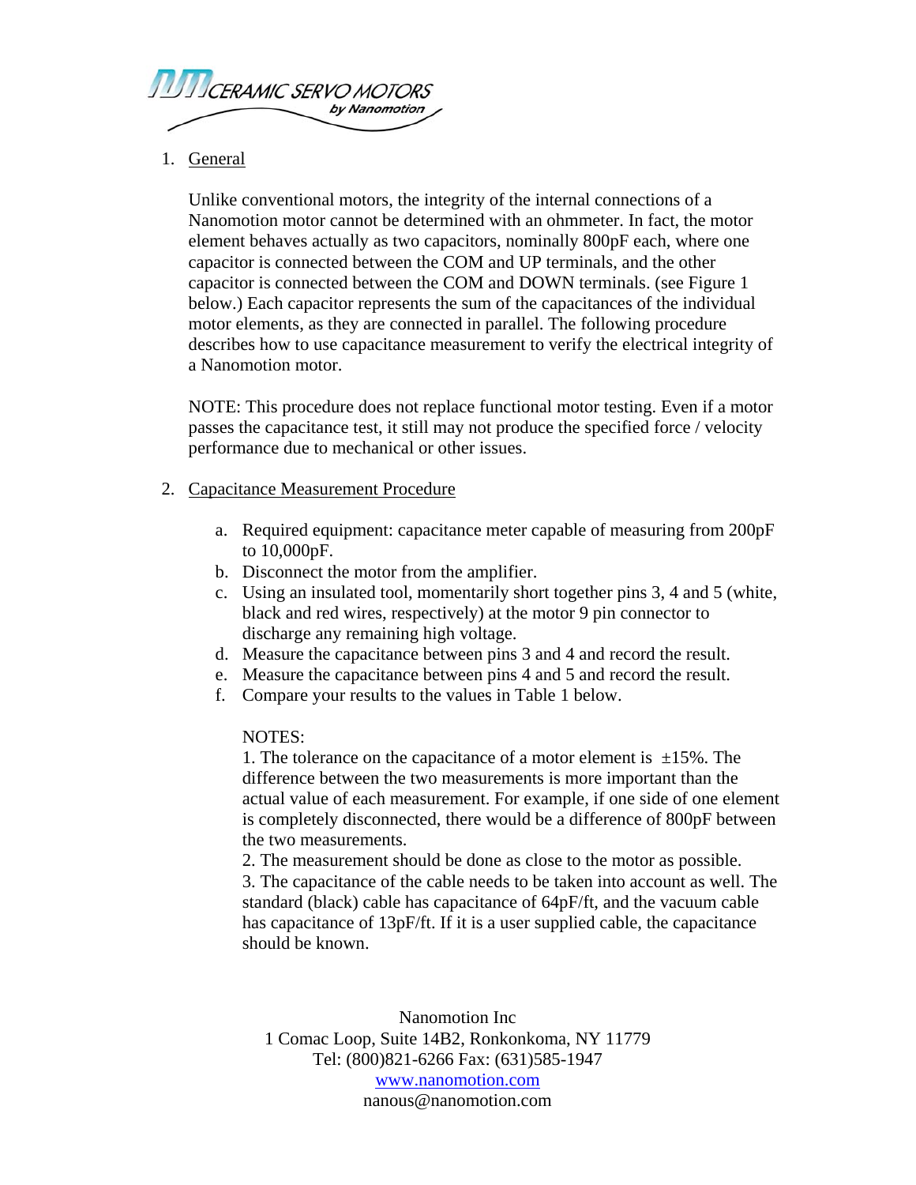1. General

   Unlike conventional motors, the integrity of the internal connections of a Nanomotion motor cannot be determined with an ohmmeter. In fact, the motor element behaves actually as two capacitors, nominally 800pF each, where one capacitor is connected between the COM and UP terminals, and the other capacitor is connected between the COM and DOWN terminals. (see Figure 1 below.) Each capacitor represents the sum of the capacitances of the individual motor elements, as they are connected in parallel. The following procedure describes how to use capacitance measurement to verify the electrical integrity of a Nanomotion motor.

   NOTE: This procedure does not replace functional motor testing. Even if a motor passes the capacitance test, it still may not produce the specified force / velocity performance due to mechanical or other issues.

2. Capacitance Measurement Procedure

   a. Required equipment: capacitance meter capable of measuring from 200pF to 10,000pF.
   b. Disconnect the motor from the amplifier.
   c. Using an insulated tool, momentarily short together pins 3, 4 and 5 (white, black and red wires, respectively) at the motor 9 pin connector to discharge any remaining high voltage.
   d. Measure the capacitance between pins 3 and 4 and record the result.
   e. Measure the capacitance between pins 4 and 5 and record the result.
   f. Compare your results to the values in Table 1 below.

   NOTES:
   1. The tolerance on the capacitance of a motor element is ±15%. The difference between the two measurements is more important than the actual value of each measurement. For example, if one side of one element is completely disconnected, there would be a difference of 800pF between the two measurements.
   2. The measurement should be done as close to the motor as possible.
   3. The capacitance of the cable needs to be taken into account as well. The standard (black) cable has capacitance of 64pF/ft, and the vacuum cable has capacitance of 13pF/ft. If it is a user supplied cable, the capacitance should be known.

Nanomotion Inc
1 Comac Loop, Suite 14B2, Ronkonkoma, NY 11779
Tel: (800)821-6266 Fax: (631)585-1947
www.nanomotion.com
nanous@nanomotion.com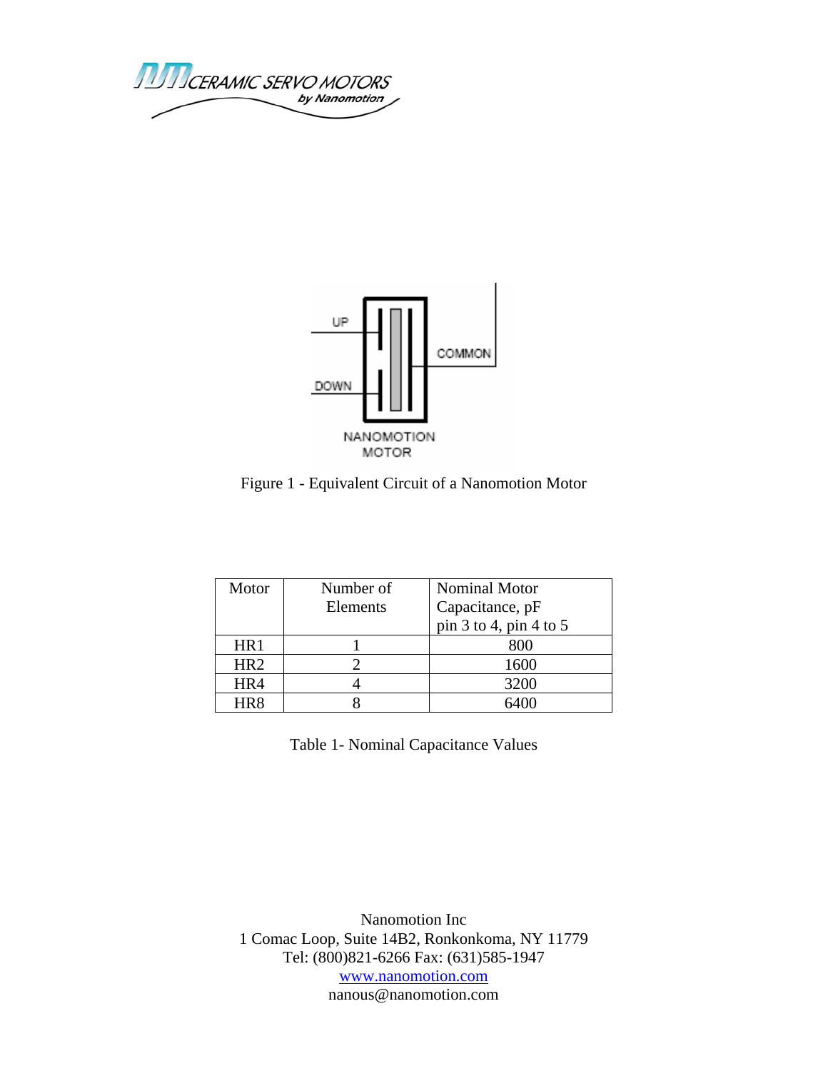UP

DOWN

COMMON

NANOMOTION
MOTOR

Figure 1 - Equivalent Circuit of a Nanomotion Motor

| Motor | Number of Elements | Nominal Motor Capacitance, pF pin 3 to 4, pin 4 to 5 |
|---|---|---|
| HR1 | 1 | 800 |
| HR2 | 2 | 1600 |
| HR4 | 4 | 3200 |
| HR8 | 8 | 6400 |

Table 1- Nominal Capacitance Values

Nanomotion Inc
1 Comac Loop, Suite 14B2, Ronkonkoma, NY 11779
Tel: (800)821-6266 Fax: (631)585-1947
www.nanomotion.com
nanous@nanomotion.com